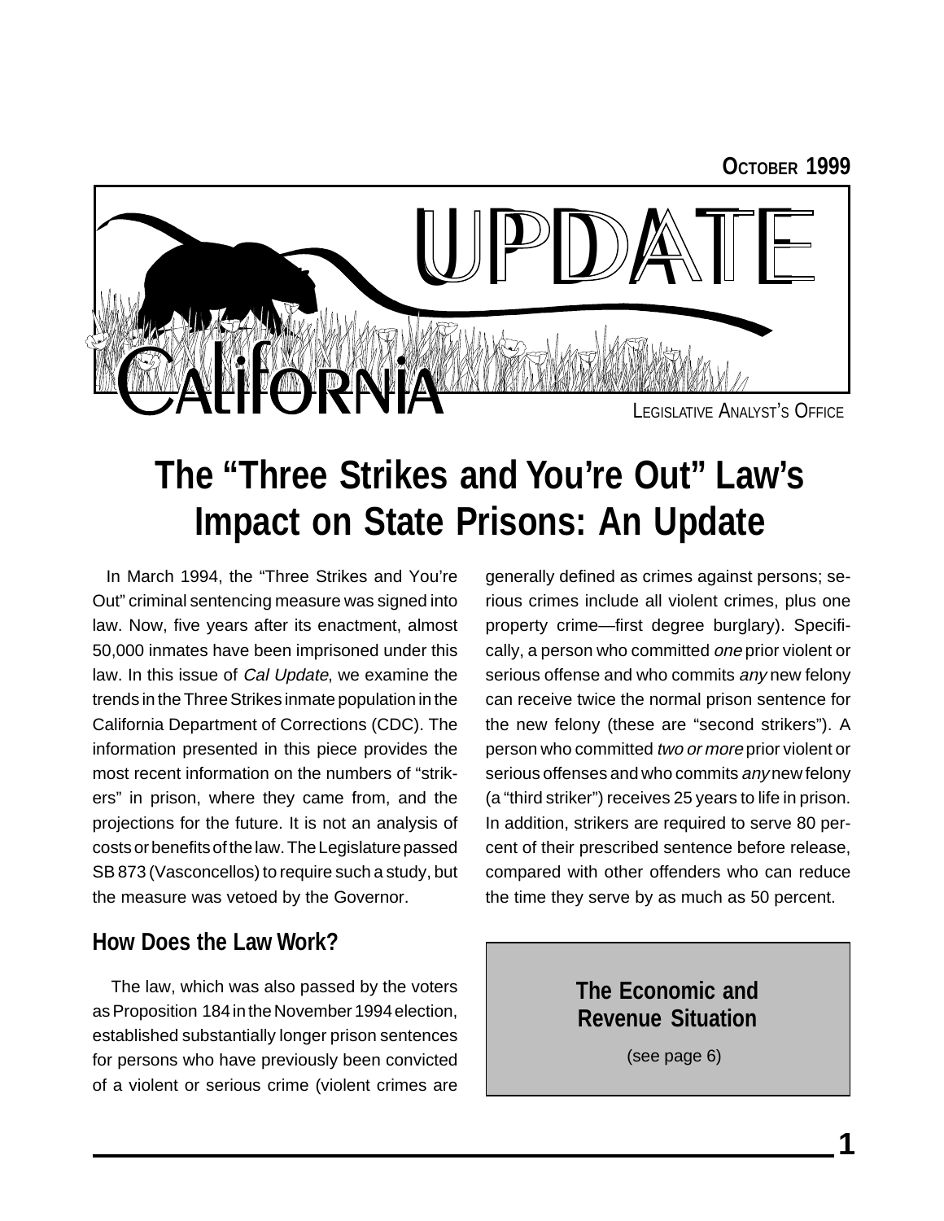OCTOBER 1999

# CALIFORNIA UPDATE

LEGISLATIVE ANALYST'S OFFICE

# The "Three Strikes and You're Out" Law's Impact on State Prisons: An Update

In March 1994, the "Three Strikes and You're Out" criminal sentencing measure was signed into law. Now, five years after its enactment, almost 50,000 inmates have been imprisoned under this law. In this issue of *Cal Update*, we examine the trends in the Three Strikes inmate population in the California Department of Corrections (CDC). The information presented in this piece provides the most recent information on the numbers of "strikers" in prison, where they came from, and the projections for the future. It is not an analysis of costs or benefits of the law. The Legislature passed SB 873 (Vasconcellos) to require such a study, but the measure was vetoed by the Governor.

## How Does the Law Work?

The law, which was also passed by the voters as Proposition 184 in the November 1994 election, established substantially longer prison sentences for persons who have previously been convicted of a violent or serious crime (violent crimes are generally defined as crimes against persons; serious crimes include all violent crimes, plus one property crime—first degree burglary). Specifically, a person who committed *one* prior violent or serious offense and who commits *any* new felony can receive twice the normal prison sentence for the new felony (these are "second strikers"). A person who committed *two or more* prior violent or serious offenses and who commits *any* new felony (a "third striker") receives 25 years to life in prison. In addition, strikers are required to serve 80 percent of their prescribed sentence before release, compared with other offenders who can reduce the time they serve by as much as 50 percent.

**The Economic and Revenue Situation**

(see page 6)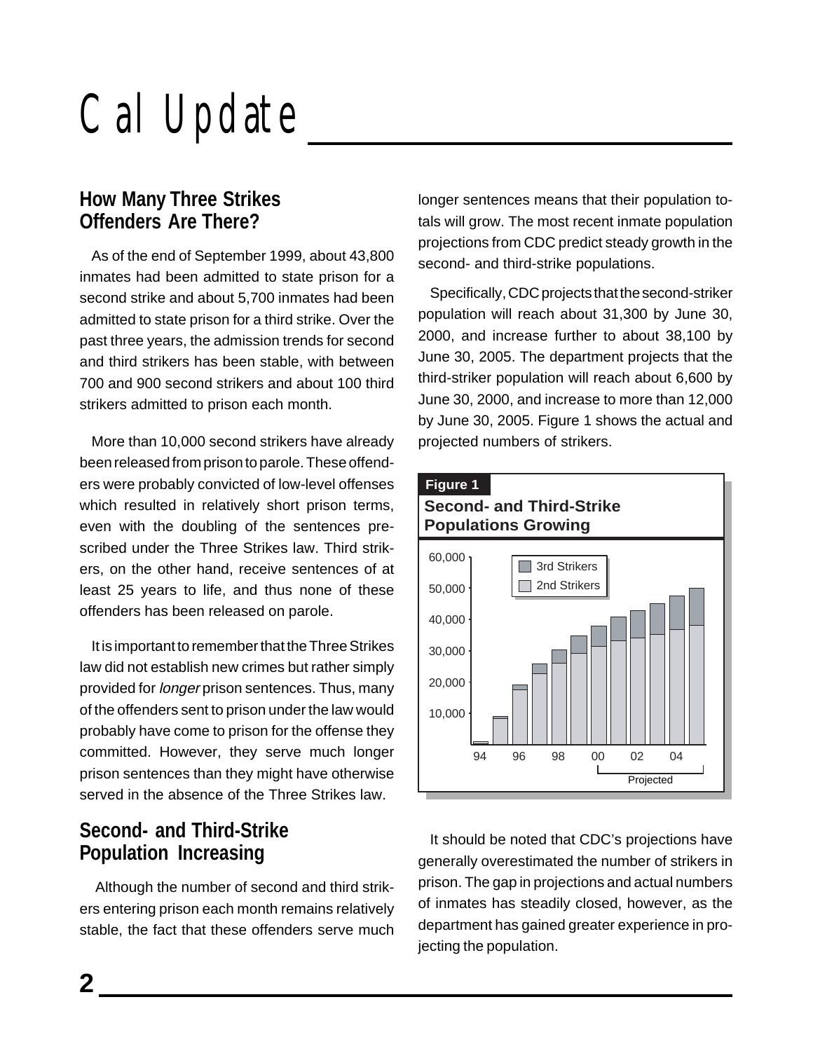# Cal Update

## How Many Three Strikes Offenders Are There?

As of the end of September 1999, about 43,800 inmates had been admitted to state prison for a second strike and about 5,700 inmates had been admitted to state prison for a third strike. Over the past three years, the admission trends for second and third strikers has been stable, with between 700 and 900 second strikers and about 100 third strikers admitted to prison each month.

More than 10,000 second strikers have already been released from prison to parole. These offenders were probably convicted of low-level offenses which resulted in relatively short prison terms, even with the doubling of the sentences prescribed under the Three Strikes law. Third strikers, on the other hand, receive sentences of at least 25 years to life, and thus none of these offenders has been released on parole.

It is important to remember that the Three Strikes law did not establish new crimes but rather simply provided for *longer* prison sentences. Thus, many of the offenders sent to prison under the law would probably have come to prison for the offense they committed. However, they serve much longer prison sentences than they might have otherwise served in the absence of the Three Strikes law.

## Second- and Third-Strike Population Increasing

Although the number of second and third strikers entering prison each month remains relatively stable, the fact that these offenders serve much longer sentences means that their population totals will grow. The most recent inmate population projections from CDC predict steady growth in the second- and third-strike populations.

Specifically, CDC projects that the second-striker population will reach about 31,300 by June 30, 2000, and increase further to about 38,100 by June 30, 2005. The department projects that the third-striker population will reach about 6,600 by June 30, 2000, and increase to more than 12,000 by June 30, 2005. Figure 1 shows the actual and projected numbers of strikers.

**Figure 1**

**Second- and Third-Strike Populations Growing**

It should be noted that CDC's projections have generally overestimated the number of strikers in prison. The gap in projections and actual numbers of inmates has steadily closed, however, as the department has gained greater experience in projecting the population.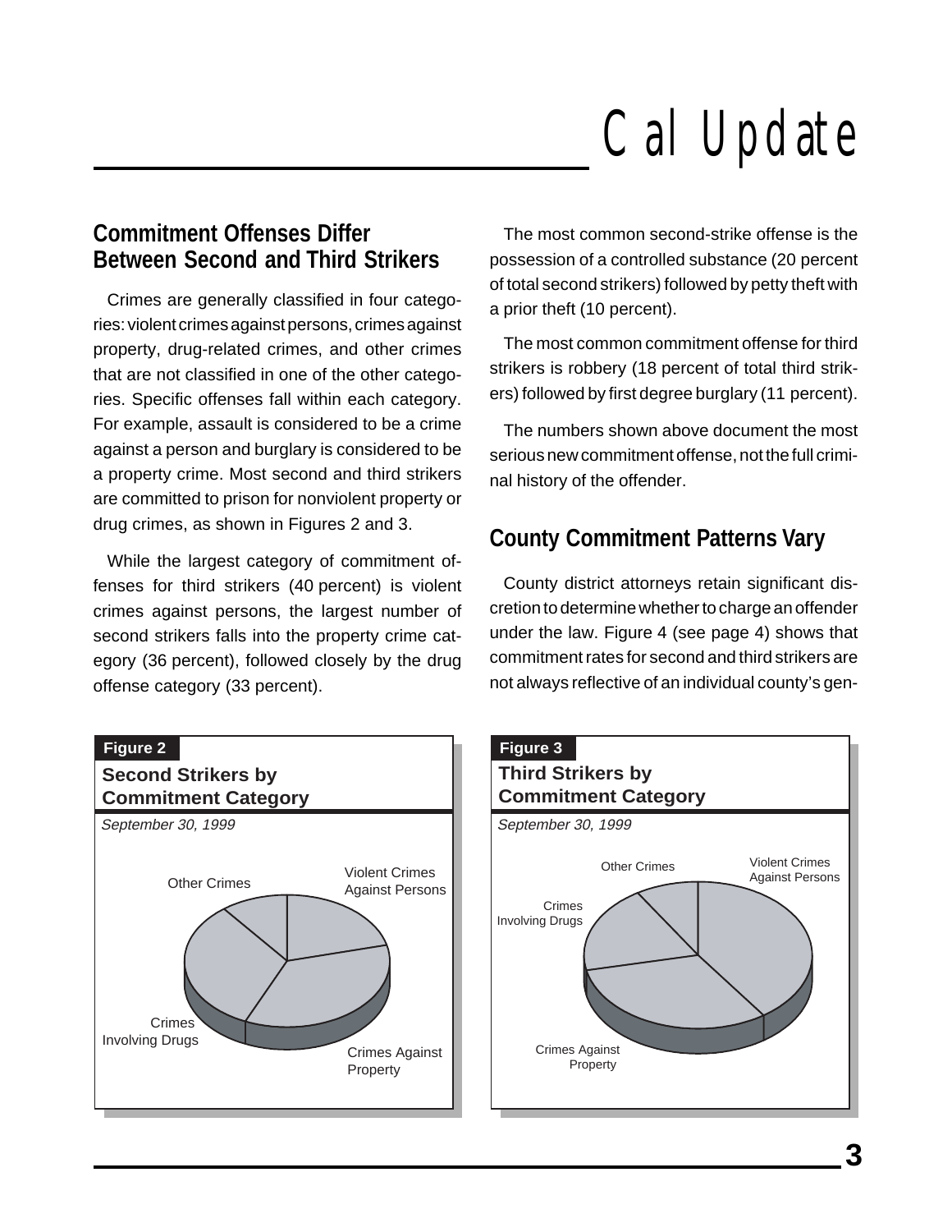## Commitment Offenses Differ Between Second and Third Strikers

Crimes are generally classified in four categories: violent crimes against persons, crimes against property, drug-related crimes, and other crimes that are not classified in one of the other categories. Specific offenses fall within each category. For example, assault is considered to be a crime against a person and burglary is considered to be a property crime. Most second and third strikers are committed to prison for nonviolent property or drug crimes, as shown in Figures 2 and 3.

While the largest category of commitment offenses for third strikers (40 percent) is violent crimes against persons, the largest number of second strikers falls into the property crime category (36 percent), followed closely by the drug offense category (33 percent).

The most common second-strike offense is the possession of a controlled substance (20 percent of total second strikers) followed by petty theft with a prior theft (10 percent).

The most common commitment offense for third strikers is robbery (18 percent of total third strikers) followed by first degree burglary (11 percent).

The numbers shown above document the most serious new commitment offense, not the full criminal history of the offender.

## County Commitment Patterns Vary

County district attorneys retain significant discretion to determine whether to charge an offender under the law. Figure 4 (see page 4) shows that commitment rates for second and third strikers are not always reflective of an individual county's gen-

**Figure 2**

**Second Strikers by Commitment Category**

*September 30, 1999*

Other Crimes

Violent Crimes Against Persons

Crimes Involving Drugs

Crimes Against Property

**Figure 3**

**Third Strikers by Commitment Category**

*September 30, 1999*

Other Crimes

Violent Crimes Against Persons

Crimes Involving Drugs

Crimes Against Property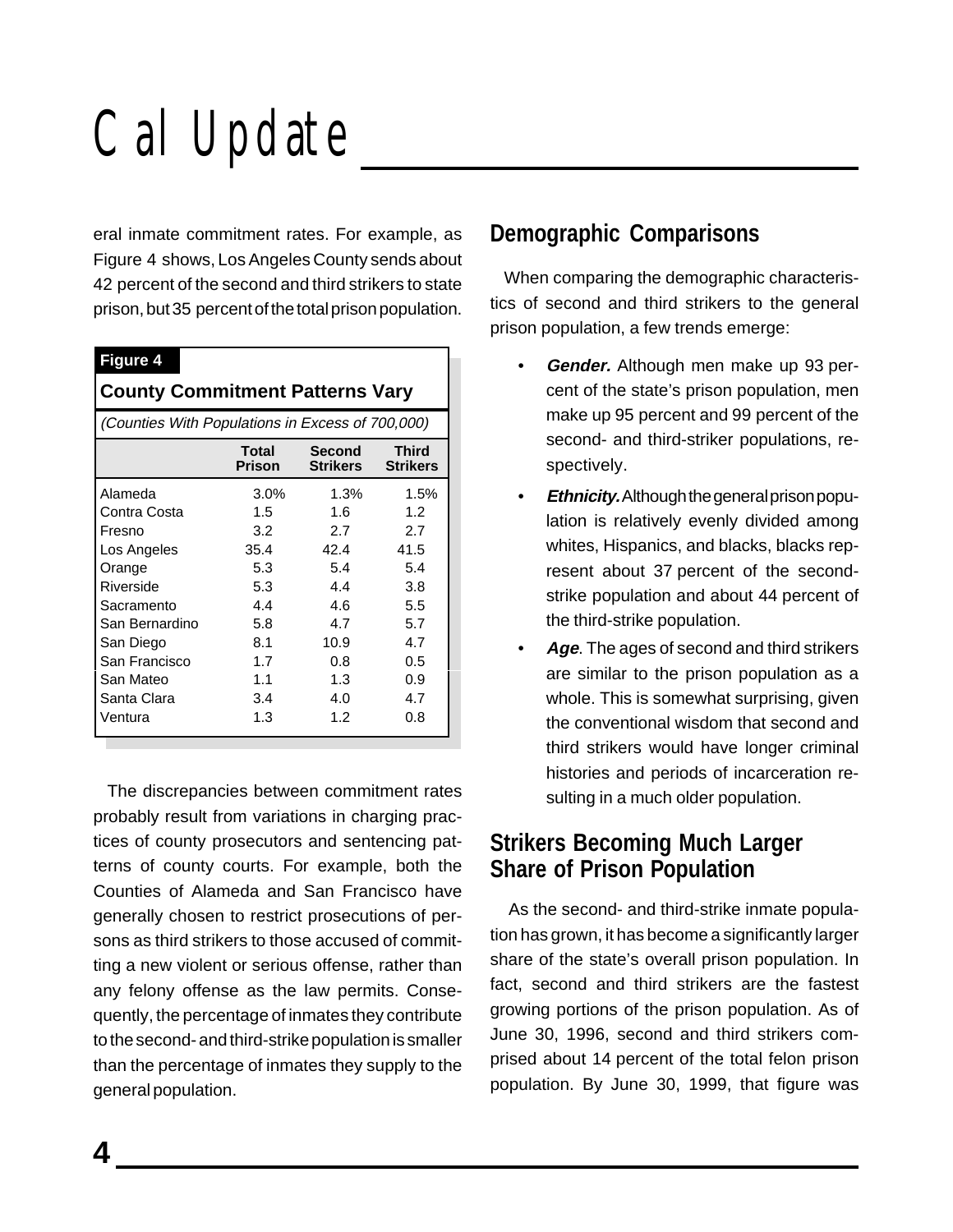eral inmate commitment rates. For example, as Figure 4 shows, Los Angeles County sends about 42 percent of the second and third strikers to state prison, but 35 percent of the total prison population.

**Figure 4**

**County Commitment Patterns Vary**

*(Counties With Populations in Excess of 700,000)*

| | Total Prison | Second Strikers | Third Strikers |
|---|---|---|---|
| Alameda | 3.0% | 1.3% | 1.5% |
| Contra Costa | 1.5 | 1.6 | 1.2 |
| Fresno | 3.2 | 2.7 | 2.7 |
| Los Angeles | 35.4 | 42.4 | 41.5 |
| Orange | 5.3 | 5.4 | 5.4 |
| Riverside | 5.3 | 4.4 | 3.8 |
| Sacramento | 4.4 | 4.6 | 5.5 |
| San Bernardino | 5.8 | 4.7 | 5.7 |
| San Diego | 8.1 | 10.9 | 4.7 |
| San Francisco | 1.7 | 0.8 | 0.5 |
| San Mateo | 1.1 | 1.3 | 0.9 |
| Santa Clara | 3.4 | 4.0 | 4.7 |
| Ventura | 1.3 | 1.2 | 0.8 |

The discrepancies between commitment rates probably result from variations in charging practices of county prosecutors and sentencing patterns of county courts. For example, both the Counties of Alameda and San Francisco have generally chosen to restrict prosecutions of persons as third strikers to those accused of committing a new violent or serious offense, rather than any felony offense as the law permits. Consequently, the percentage of inmates they contribute to the second- and third-strike population is smaller than the percentage of inmates they supply to the general population.

## Demographic Comparisons

When comparing the demographic characteristics of second and third strikers to the general prison population, a few trends emerge:

- ***Gender.*** Although men make up 93 percent of the state's prison population, men make up 95 percent and 99 percent of the second- and third-striker populations, respectively.
- ***Ethnicity.*** Although the general prison population is relatively evenly divided among whites, Hispanics, and blacks, blacks represent about 37 percent of the second-strike population and about 44 percent of the third-strike population.
- ***Age***. The ages of second and third strikers are similar to the prison population as a whole. This is somewhat surprising, given the conventional wisdom that second and third strikers would have longer criminal histories and periods of incarceration resulting in a much older population.

## Strikers Becoming Much Larger Share of Prison Population

As the second- and third-strike inmate population has grown, it has become a significantly larger share of the state's overall prison population. In fact, second and third strikers are the fastest growing portions of the prison population. As of June 30, 1996, second and third strikers comprised about 14 percent of the total felon prison population. By June 30, 1999, that figure was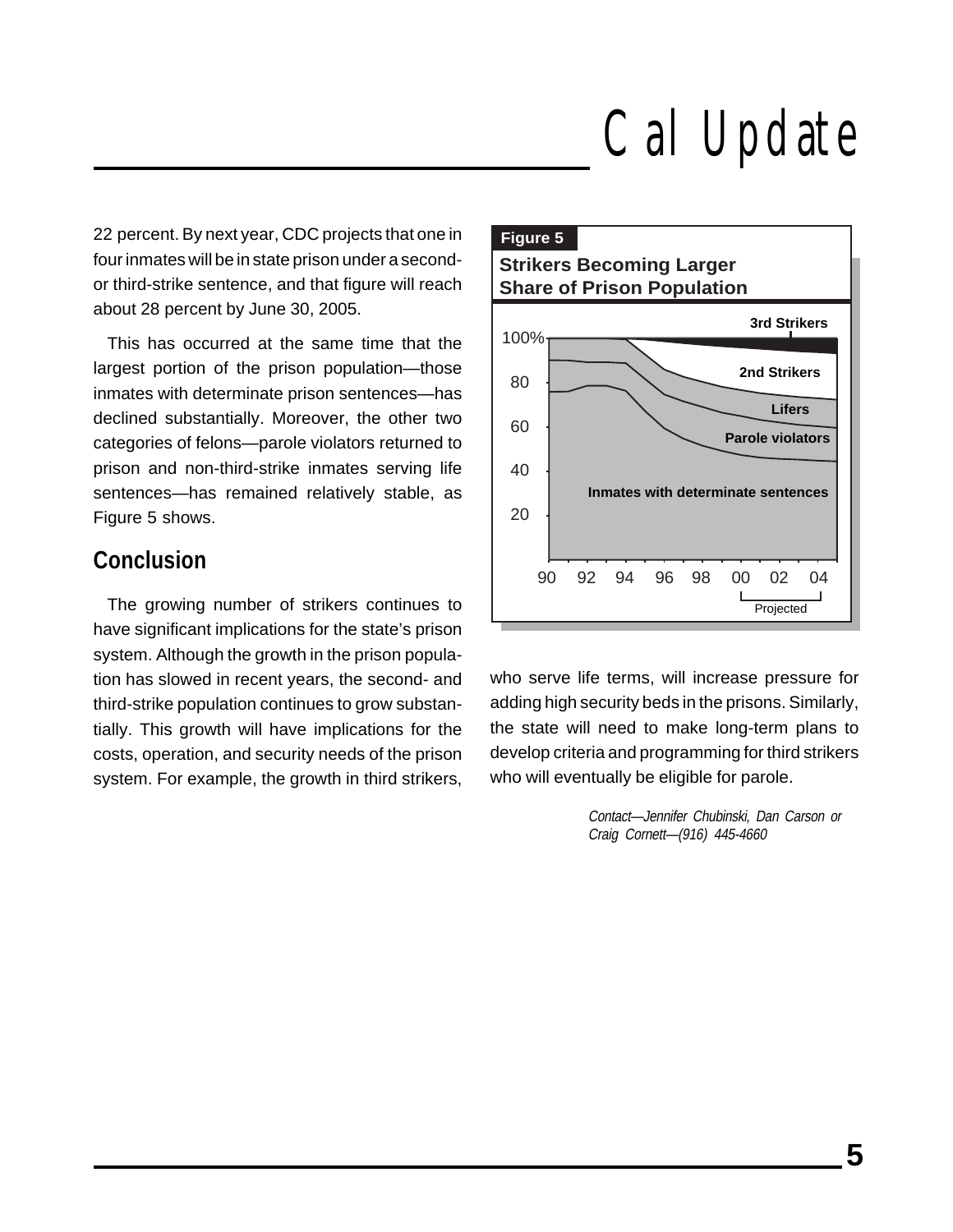22 percent. By next year, CDC projects that one in four inmates will be in state prison under a second- or third-strike sentence, and that figure will reach about 28 percent by June 30, 2005.

This has occurred at the same time that the largest portion of the prison population—those inmates with determinate prison sentences—has declined substantially. Moreover, the other two categories of felons—parole violators returned to prison and non-third-strike inmates serving life sentences—has remained relatively stable, as Figure 5 shows.

**Figure 5**

**Strikers Becoming Larger Share of Prison Population**

## Conclusion

The growing number of strikers continues to have significant implications for the state's prison system. Although the growth in the prison population has slowed in recent years, the second- and third-strike population continues to grow substantially. This growth will have implications for the costs, operation, and security needs of the prison system. For example, the growth in third strikers, who serve life terms, will increase pressure for adding high security beds in the prisons. Similarly, the state will need to make long-term plans to develop criteria and programming for third strikers who will eventually be eligible for parole.

*Contact—Jennifer Chubinski, Dan Carson or Craig Cornett—(916) 445-4660*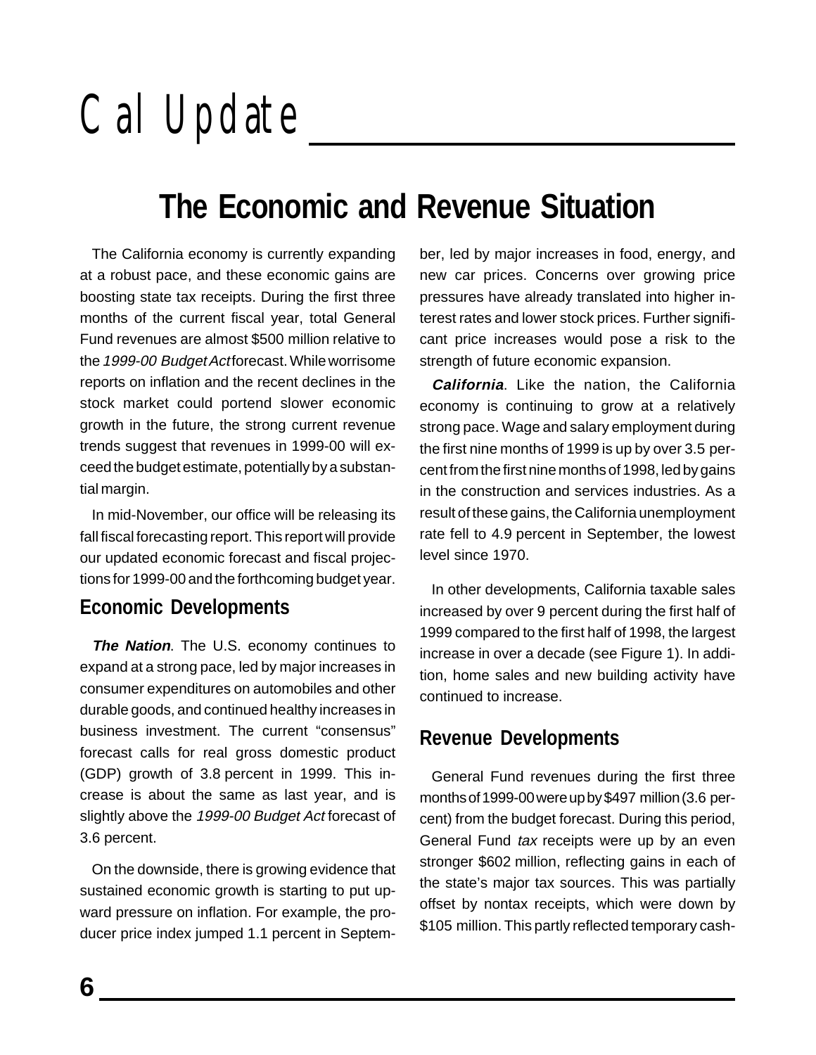# Cal Update

## The Economic and Revenue Situation

The California economy is currently expanding at a robust pace, and these economic gains are boosting state tax receipts. During the first three months of the current fiscal year, total General Fund revenues are almost $500 million relative to the *1999-00 Budget Act* forecast. While worrisome reports on inflation and the recent declines in the stock market could portend slower economic growth in the future, the strong current revenue trends suggest that revenues in 1999-00 will exceed the budget estimate, potentially by a substantial margin.

In mid-November, our office will be releasing its fall fiscal forecasting report. This report will provide our updated economic forecast and fiscal projections for 1999-00 and the forthcoming budget year.

### Economic Developments

***The Nation***. The U.S. economy continues to expand at a strong pace, led by major increases in consumer expenditures on automobiles and other durable goods, and continued healthy increases in business investment. The current "consensus" forecast calls for real gross domestic product (GDP) growth of 3.8 percent in 1999. This increase is about the same as last year, and is slightly above the *1999-00 Budget Act* forecast of 3.6 percent.

On the downside, there is growing evidence that sustained economic growth is starting to put upward pressure on inflation. For example, the producer price index jumped 1.1 percent in September, led by major increases in food, energy, and new car prices. Concerns over growing price pressures have already translated into higher interest rates and lower stock prices. Further significant price increases would pose a risk to the strength of future economic expansion.

***California***. Like the nation, the California economy is continuing to grow at a relatively strong pace. Wage and salary employment during the first nine months of 1999 is up by over 3.5 percent from the first nine months of 1998, led by gains in the construction and services industries. As a result of these gains, the California unemployment rate fell to 4.9 percent in September, the lowest level since 1970.

In other developments, California taxable sales increased by over 9 percent during the first half of 1999 compared to the first half of 1998, the largest increase in over a decade (see Figure 1). In addition, home sales and new building activity have continued to increase.

### Revenue Developments

General Fund revenues during the first three months of 1999-00 were up by $497 million (3.6 percent) from the budget forecast. During this period, General Fund *tax* receipts were up by an even stronger $602 million, reflecting gains in each of the state's major tax sources. This was partially offset by nontax receipts, which were down by $105 million. This partly reflected temporary cash-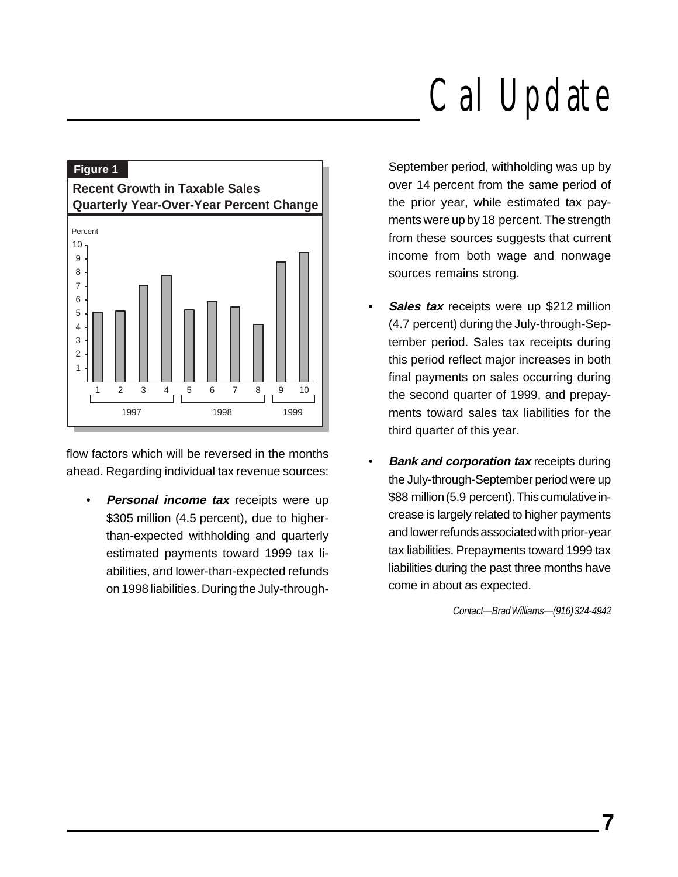**Figure 1**

**Recent Growth in Taxable Sales**
**Quarterly Year-Over-Year Percent Change**

flow factors which will be reversed in the months ahead. Regarding individual tax revenue sources:

- ***Personal income tax*** receipts were up $305 million (4.5 percent), due to higher-than-expected withholding and quarterly estimated payments toward 1999 tax liabilities, and lower-than-expected refunds on 1998 liabilities. During the July-through-September period, withholding was up by over 14 percent from the same period of the prior year, while estimated tax payments were up by 18 percent. The strength from these sources suggests that current income from both wage and nonwage sources remains strong.

- ***Sales tax*** receipts were up $212 million (4.7 percent) during the July-through-September period. Sales tax receipts during this period reflect major increases in both final payments on sales occurring during the second quarter of 1999, and prepayments toward sales tax liabilities for the third quarter of this year.

- ***Bank and corporation tax*** receipts during the July-through-September period were up $88 million (5.9 percent). This cumulative increase is largely related to higher payments and lower refunds associated with prior-year tax liabilities. Prepayments toward 1999 tax liabilities during the past three months have come in about as expected.

*Contact—Brad Williams—(916) 324-4942*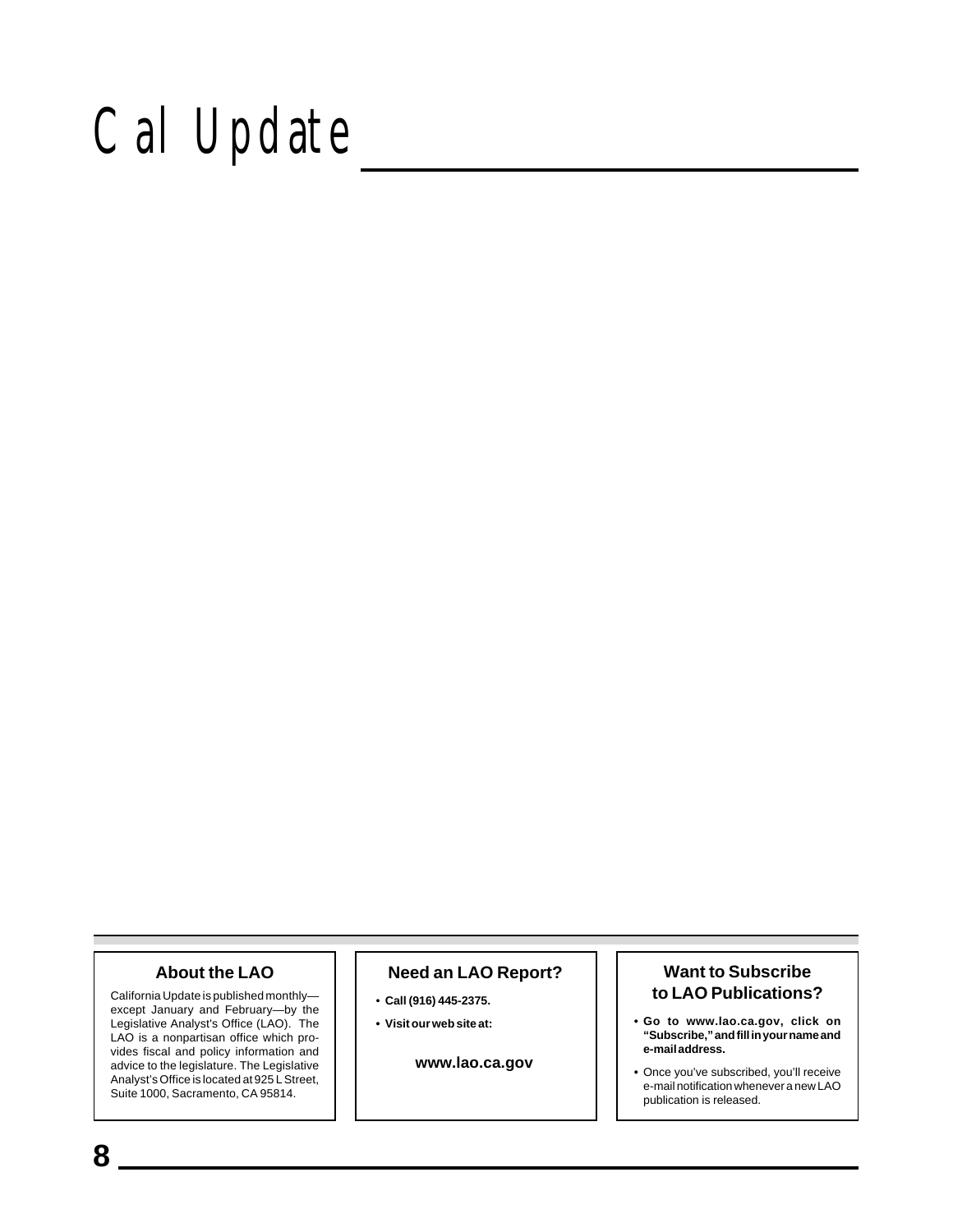### About the LAO

California Update is published monthly—except January and February—by the Legislative Analyst's Office (LAO). The LAO is a nonpartisan office which provides fiscal and policy information and advice to the legislature. The Legislative Analyst's Office is located at 925 L Street, Suite 1000, Sacramento, CA 95814.

### Need an LAO Report?

- **Call (916) 445-2375.**
- **Visit our web site at:**

**www.lao.ca.gov**

### Want to Subscribe to LAO Publications?

- **Go to www.lao.ca.gov, click on "Subscribe," and fill in your name and e-mail address.**
- Once you've subscribed, you'll receive e-mail notification whenever a new LAO publication is released.